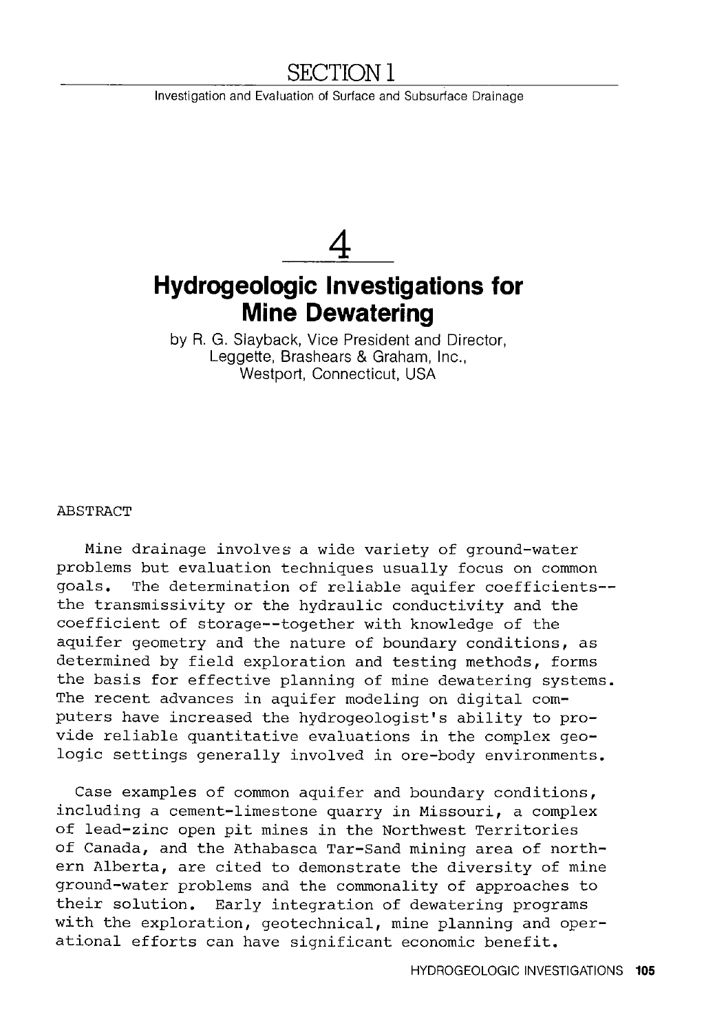# SECTION 1

Investigation and Evaluation of Surface and Subsurface Drainage

# 4

# Hydrogeologic Investigations for Mine Dewatering

by R. G. Slayback, Vice President and Director, Leggette, Brashears & Graham, Inc., Westport, Connecticut, USA

ABSTRACT

Mine drainage involves a wide variety of ground-water problems but evaluation techniques usually focus on common goals. The determination of reliable aquifer coefficients--the transmissivity or the hydraulic conductivity and the coefficient of storage--together with knowledge of the aquifer geometry and the nature of boundary conditions, as determined by field exploration and testing methods, forms the basis for effective planning of mine dewatering systems. The recent advances in aquifer modeling on digital computers have increased the hydrogeologist's ability to provide reliable quantitative evaluations in the complex geologic settings generally involved in ore-body environments.

Case examples of common aquifer and boundary conditions, including a cement-limestone quarry in Missouri, a complex of lead-zinc open pit mines in the Northwest Territories of Canada, and the Athabasca Tar-Sand mining area of northern Alberta, are cited to demonstrate the diversity of mine ground-water problems and the commonality of approaches to their solution. Early integration of dewatering programs with the exploration, geotechnical, mine planning and operational efforts can have significant economic benefit.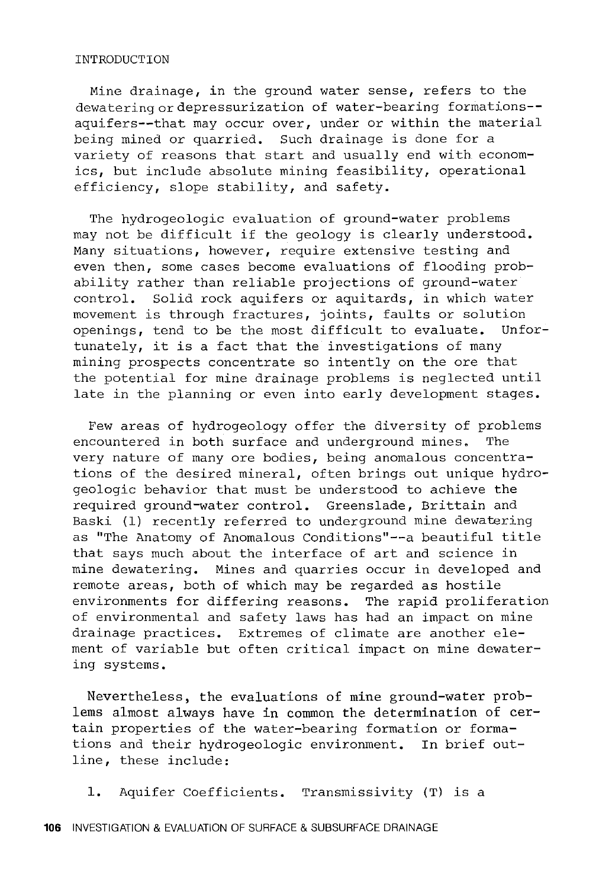## INTRODUCTION

Mine drainage, in the ground water sense, refers to the dewatering or depressurization of water-bearing formations--aquifers--that may occur over, under or within the material being mined or quarried. Such drainage is done for a variety of reasons that start and usually end with economics, but include absolute mining feasibility, operational efficiency, slope stability, and safety.

The hydrogeologic evaluation of ground-water problems may not be difficult if the geology is clearly understood. Many situations, however, require extensive testing and even then, some cases become evaluations of flooding probability rather than reliable projections of ground-water control. Solid rock aquifers or aquitards, in which water movement is through fractures, joints, faults or solution openings, tend to be the most difficult to evaluate. Unfortunately, it is a fact that the investigations of many mining prospects concentrate so intently on the ore that the potential for mine drainage problems is neglected until late in the planning or even into early development stages.

Few areas of hydrogeology offer the diversity of problems encountered in both surface and underground mines. The very nature of many ore bodies, being anomalous concentrations of the desired mineral, often brings out unique hydrogeologic behavior that must be understood to achieve the required ground-water control. Greenslade, Brittain and Baski (1) recently referred to underground mine dewatering as "The Anatomy of Anomalous Conditions"--a beautiful title that says much about the interface of art and science in mine dewatering. Mines and quarries occur in developed and remote areas, both of which may be regarded as hostile environments for differing reasons. The rapid proliferation of environmental and safety laws has had an impact on mine drainage practices. Extremes of climate are another element of variable but often critical impact on mine dewatering systems.

Nevertheless, the evaluations of mine ground-water problems almost always have in common the determination of certain properties of the water-bearing formation or formations and their hydrogeologic environment. In brief outline, these include:

1. Aquifer Coefficients. Transmissivity (T) is a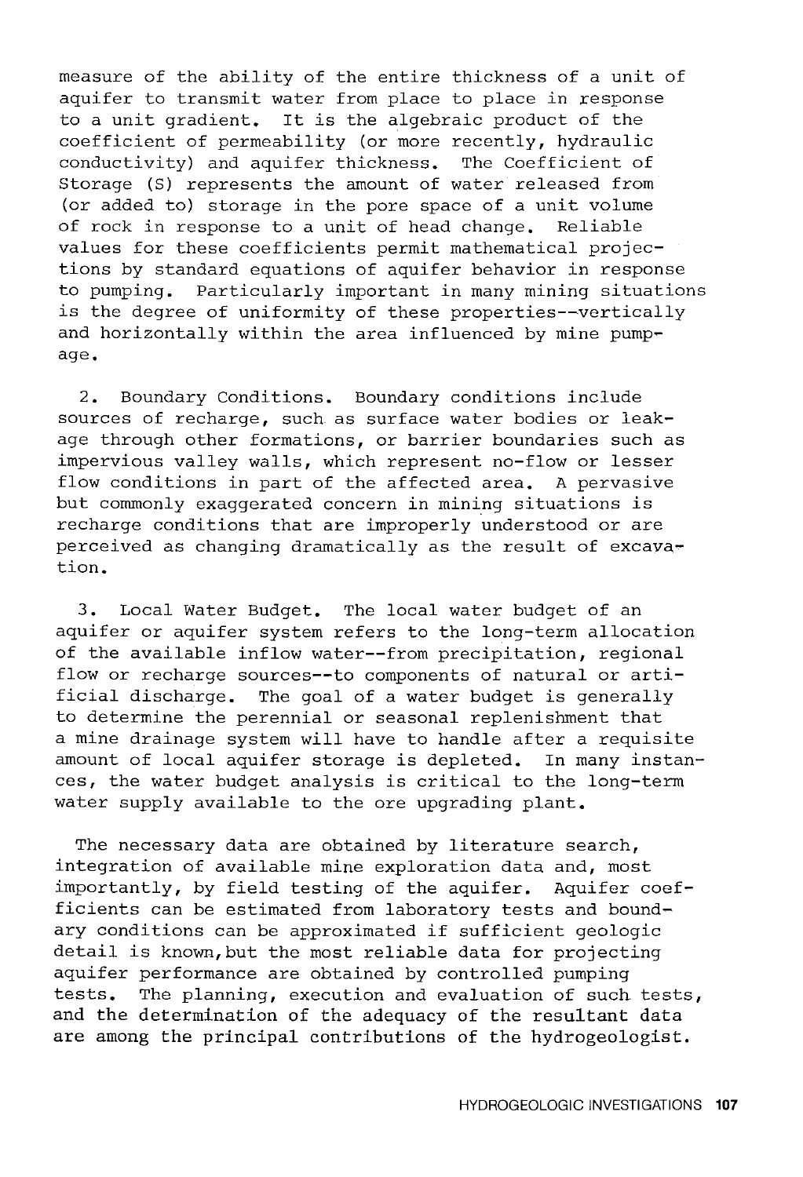measure of the ability of the entire thickness of a unit of aquifer to transmit water from place to place in response to a unit gradient. It is the algebraic product of the coefficient of permeability (or more recently, hydraulic conductivity) and aquifer thickness. The Coefficient of Storage (S) represents the amount of water released from (or added to) storage in the pore space of a unit volume of rock in response to a unit of head change. Reliable values for these coefficients permit mathematical projections by standard equations of aquifer behavior in response to pumping. Particularly important in many mining situations is the degree of uniformity of these properties--vertically and horizontally within the area influenced by mine pumpage.

2. Boundary Conditions. Boundary conditions include sources of recharge, such as surface water bodies or leakage through other formations, or barrier boundaries such as impervious valley walls, which represent no-flow or lesser flow conditions in part of the affected area. A pervasive but commonly exaggerated concern in mining situations is recharge conditions that are improperly understood or are perceived as changing dramatically as the result of excavation.

3. Local Water Budget. The local water budget of an aquifer or aquifer system refers to the long-term allocation of the available inflow water--from precipitation, regional flow or recharge sources--to components of natural or artificial discharge. The goal of a water budget is generally to determine the perennial or seasonal replenishment that a mine drainage system will have to handle after a requisite amount of local aquifer storage is depleted. In many instances, the water budget analysis is critical to the long-term water supply available to the ore upgrading plant.

The necessary data are obtained by literature search, integration of available mine exploration data and, most importantly, by field testing of the aquifer. Aquifer coefficients can be estimated from laboratory tests and boundary conditions can be approximated if sufficient geologic detail is known, but the most reliable data for projecting aquifer performance are obtained by controlled pumping tests. The planning, execution and evaluation of such tests, and the determination of the adequacy of the resultant data are among the principal contributions of the hydrogeologist.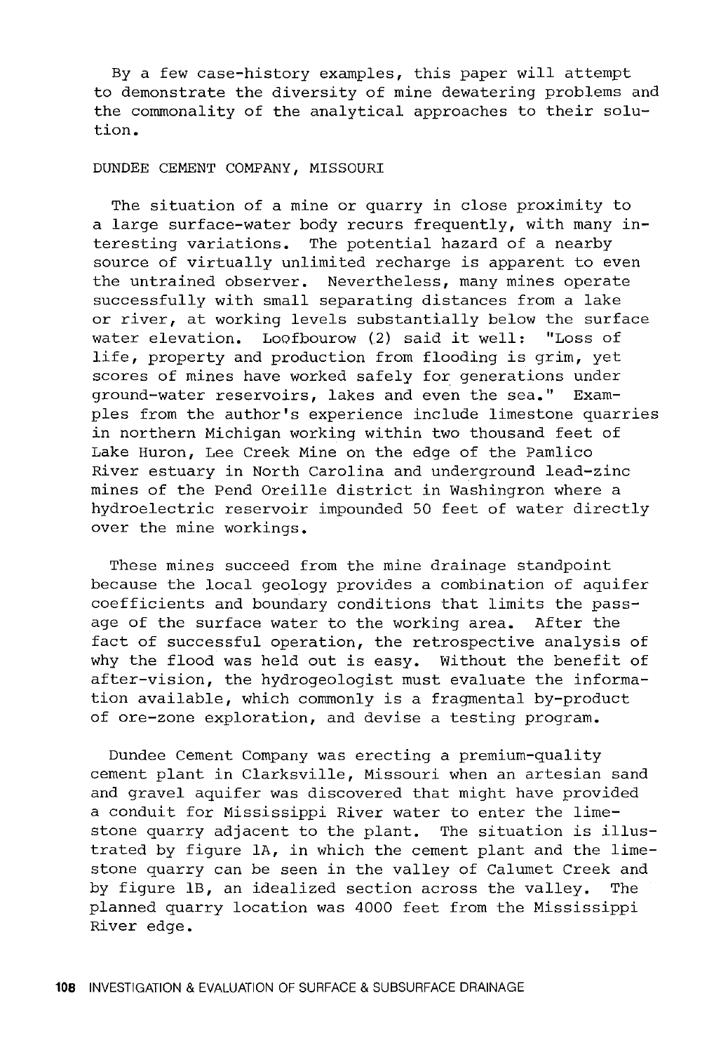By a few case-history examples, this paper will attempt to demonstrate the diversity of mine dewatering problems and the commonality of the analytical approaches to their solution.

## DUNDEE CEMENT COMPANY, MISSOURI

The situation of a mine or quarry in close proximity to a large surface-water body recurs frequently, with many interesting variations. The potential hazard of a nearby source of virtually unlimited recharge is apparent to even the untrained observer. Nevertheless, many mines operate successfully with small separating distances from a lake or river, at working levels substantially below the surface water elevation. Loofbourow (2) said it well: "Loss of life, property and production from flooding is grim, yet scores of mines have worked safely for generations under ground-water reservoirs, lakes and even the sea." Examples from the author's experience include limestone quarries in northern Michigan working within two thousand feet of Lake Huron, Lee Creek Mine on the edge of the Pamlico River estuary in North Carolina and underground lead-zinc mines of the Pend Oreille district in Washingron where a hydroelectric reservoir impounded 50 feet of water directly over the mine workings.

These mines succeed from the mine drainage standpoint because the local geology provides a combination of aquifer coefficients and boundary conditions that limits the passage of the surface water to the working area. After the fact of successful operation, the retrospective analysis of why the flood was held out is easy. Without the benefit of after-vision, the hydrogeologist must evaluate the information available, which commonly is a fragmental by-product of ore-zone exploration, and devise a testing program.

Dundee Cement Company was erecting a premium-quality cement plant in Clarksville, Missouri when an artesian sand and gravel aquifer was discovered that might have provided a conduit for Mississippi River water to enter the limestone quarry adjacent to the plant. The situation is illustrated by figure 1A, in which the cement plant and the limestone quarry can be seen in the valley of Calumet Creek and by figure 1B, an idealized section across the valley. The planned quarry location was 4000 feet from the Mississippi River edge.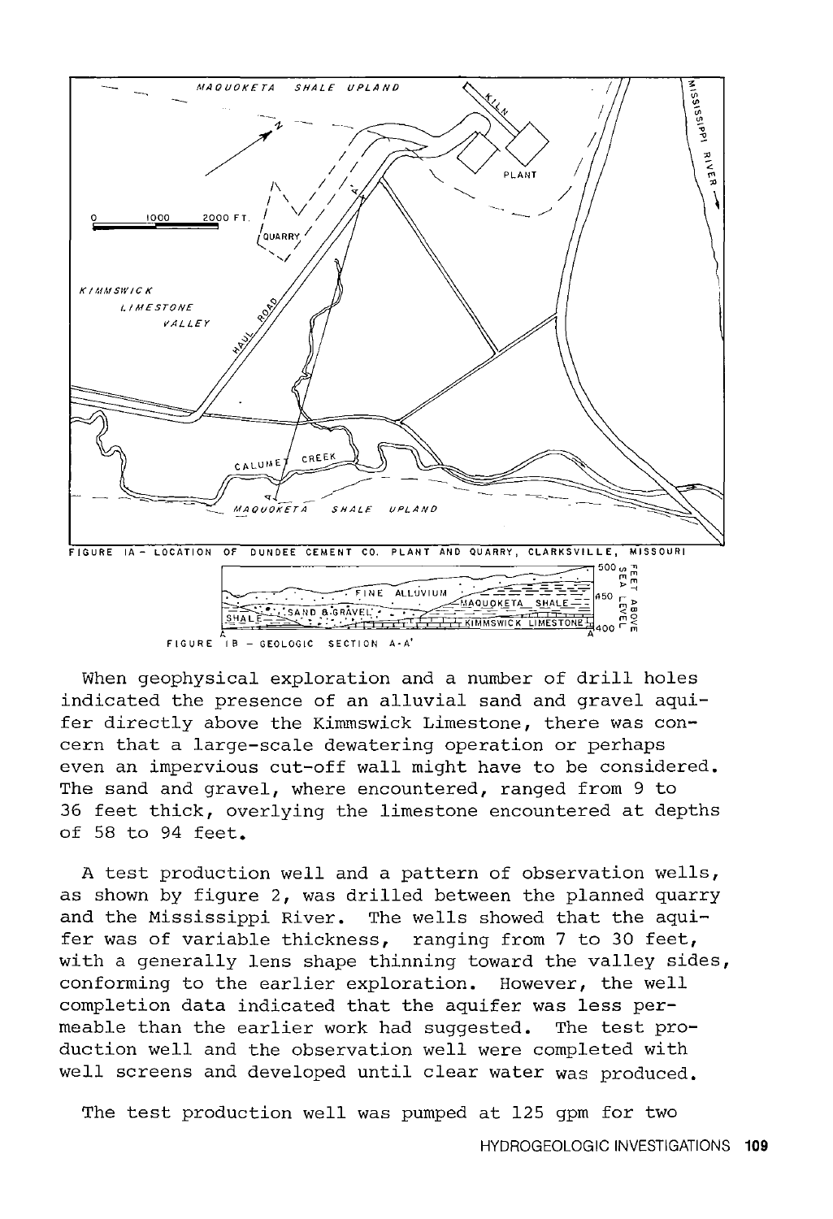FIGURE IA – LOCATION OF DUNDEE CEMENT CO. PLANT AND QUARRY, CLARKSVILLE, MISSOURI

FIGURE IB – GEOLOGIC SECTION A-A'

When geophysical exploration and a number of drill holes indicated the presence of an alluvial sand and gravel aquifer directly above the Kimmswick Limestone, there was concern that a large-scale dewatering operation or perhaps even an impervious cut-off wall might have to be considered. The sand and gravel, where encountered, ranged from 9 to 36 feet thick, overlying the limestone encountered at depths of 58 to 94 feet.

A test production well and a pattern of observation wells, as shown by figure 2, was drilled between the planned quarry and the Mississippi River. The wells showed that the aquifer was of variable thickness, ranging from 7 to 30 feet, with a generally lens shape thinning toward the valley sides, conforming to the earlier exploration. However, the well completion data indicated that the aquifer was less permeable than the earlier work had suggested. The test production well and the observation well were completed with well screens and developed until clear water was produced.

The test production well was pumped at 125 gpm for two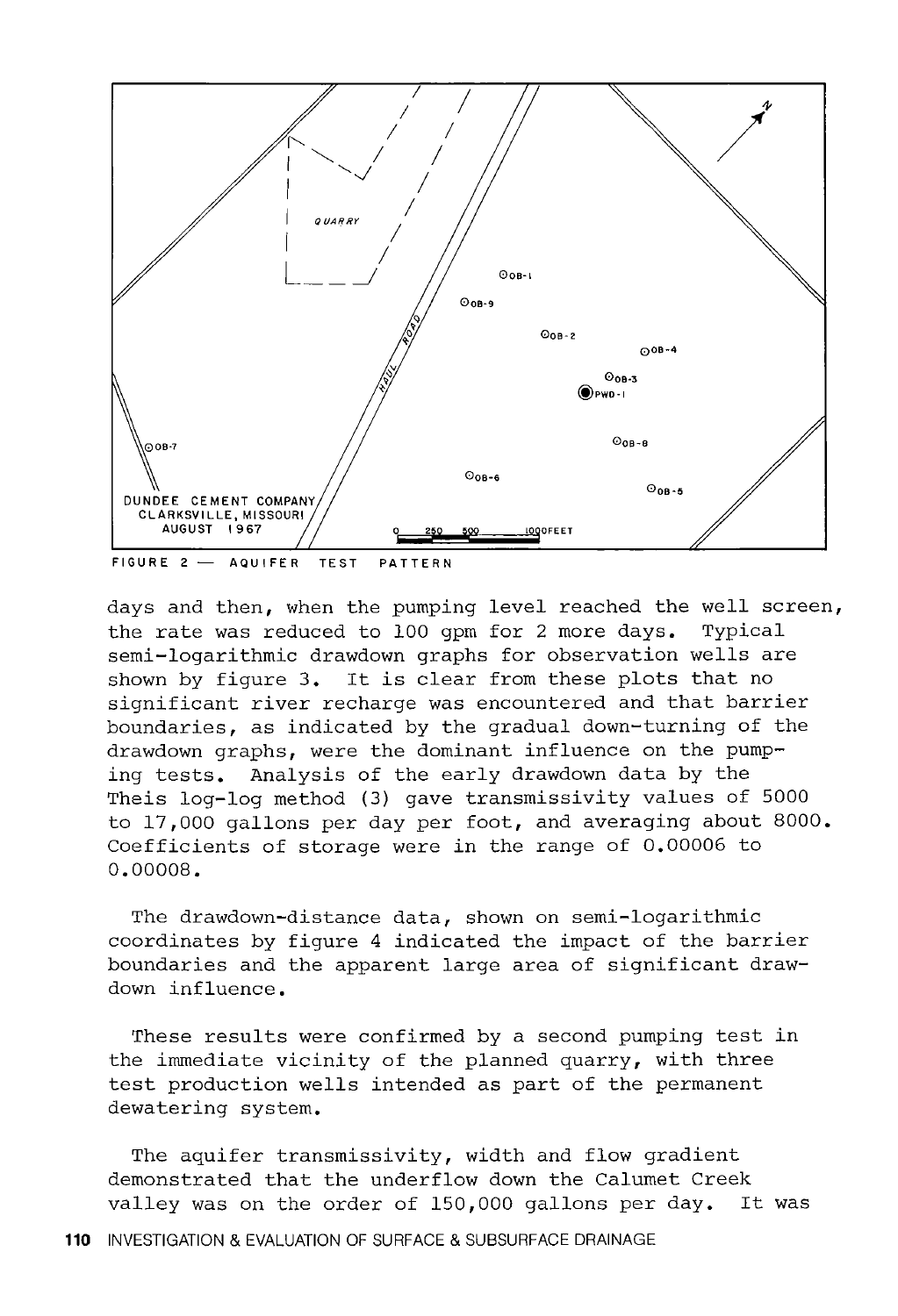FIGURE 2 — AQUIFER TEST PATTERN

days and then, when the pumping level reached the well screen, the rate was reduced to 100 gpm for 2 more days. Typical semi-logarithmic drawdown graphs for observation wells are shown by figure 3. It is clear from these plots that no significant river recharge was encountered and that barrier boundaries, as indicated by the gradual down-turning of the drawdown graphs, were the dominant influence on the pumping tests. Analysis of the early drawdown data by the Theis log-log method (3) gave transmissivity values of 5000 to 17,000 gallons per day per foot, and averaging about 8000. Coefficients of storage were in the range of 0.00006 to 0.00008.

The drawdown-distance data, shown on semi-logarithmic coordinates by figure 4 indicated the impact of the barrier boundaries and the apparent large area of significant drawdown influence.

These results were confirmed by a second pumping test in the immediate vicinity of the planned quarry, with three test production wells intended as part of the permanent dewatering system.

The aquifer transmissivity, width and flow gradient demonstrated that the underflow down the Calumet Creek valley was on the order of 150,000 gallons per day. It was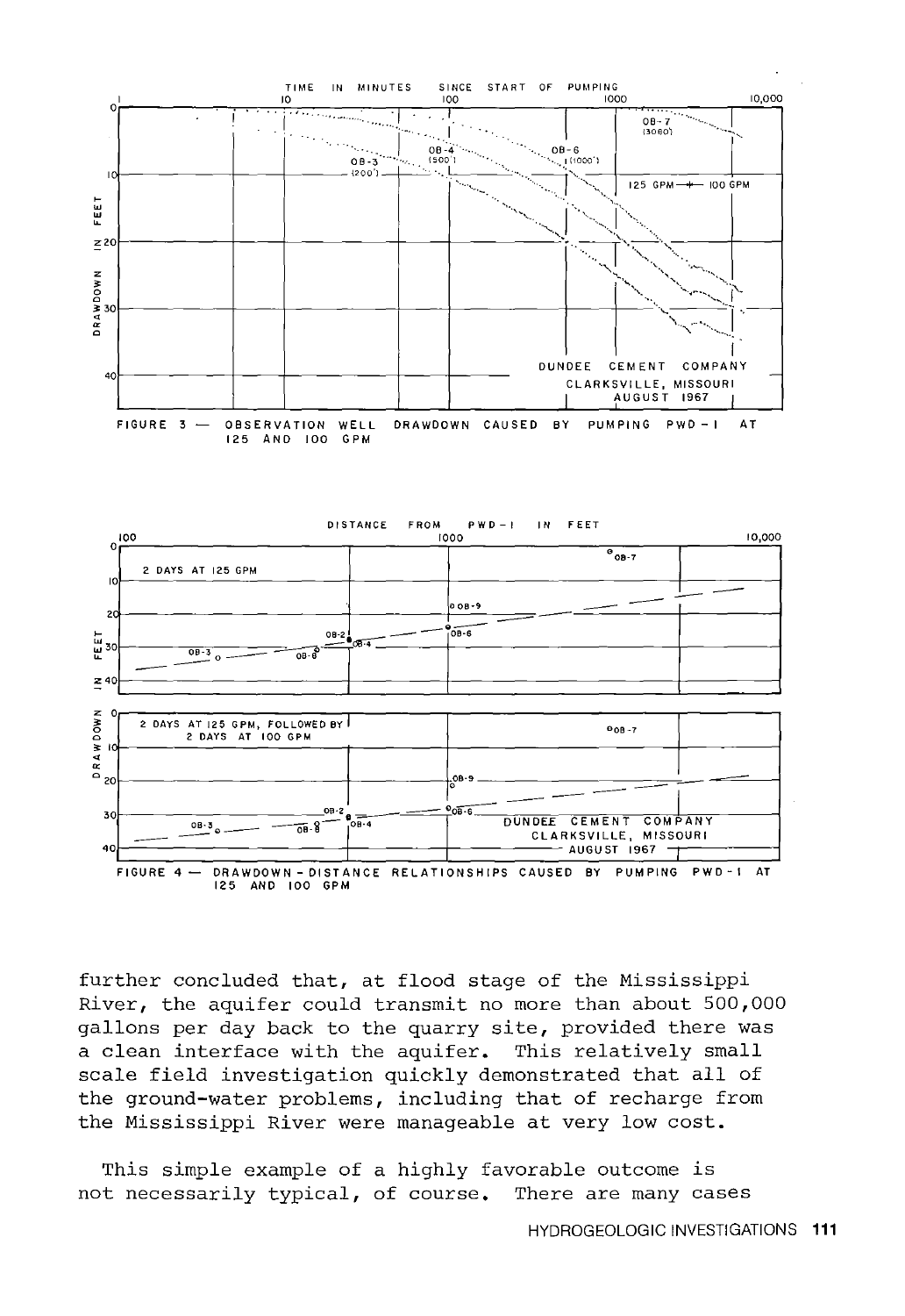FIGURE 3 — OBSERVATION WELL DRAWDOWN CAUSED BY PUMPING PWD-1 AT 125 AND 100 GPM

FIGURE 4 — DRAWDOWN-DISTANCE RELATIONSHIPS CAUSED BY PUMPING PWD-1 AT 125 AND 100 GPM

further concluded that, at flood stage of the Mississippi River, the aquifer could transmit no more than about 500,000 gallons per day back to the quarry site, provided there was a clean interface with the aquifer. This relatively small scale field investigation quickly demonstrated that all of the ground-water problems, including that of recharge from the Mississippi River were manageable at very low cost.

This simple example of a highly favorable outcome is not necessarily typical, of course. There are many cases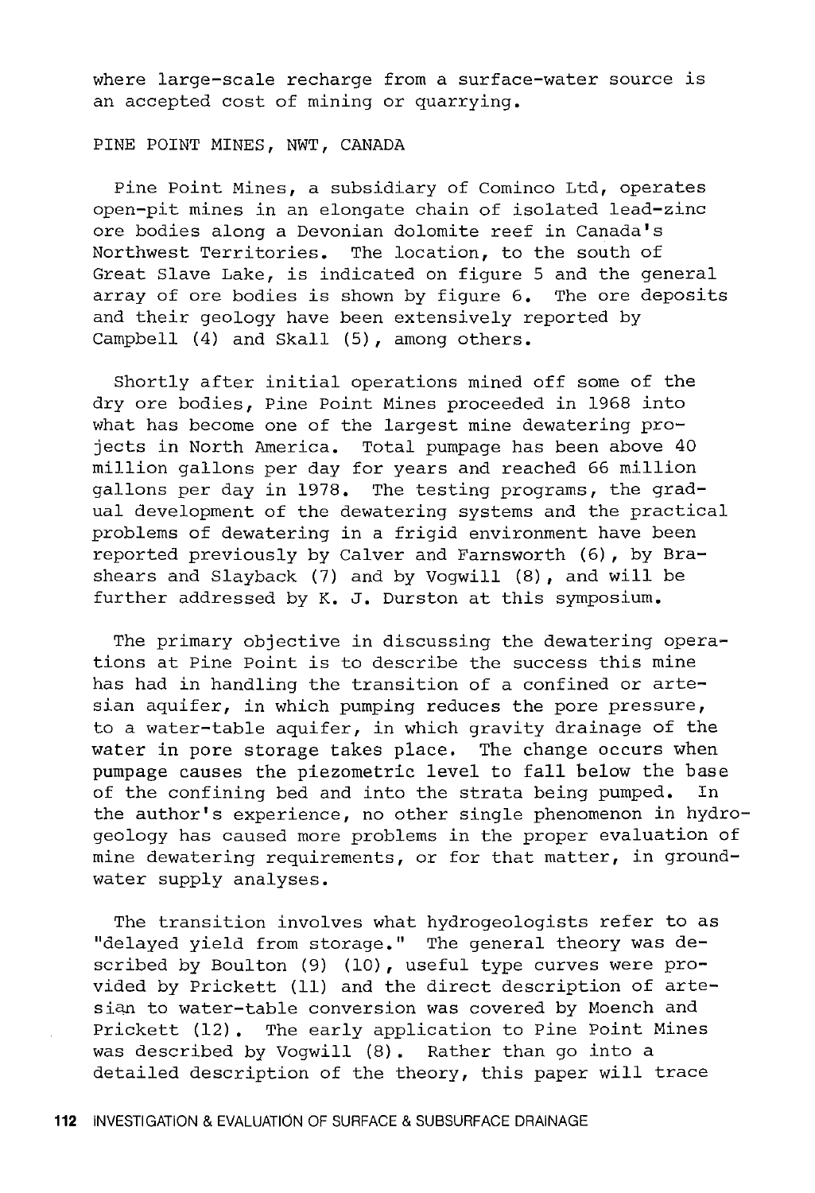where large-scale recharge from a surface-water source is an accepted cost of mining or quarrying.

## PINE POINT MINES, NWT, CANADA

Pine Point Mines, a subsidiary of Cominco Ltd, operates open-pit mines in an elongate chain of isolated lead-zinc ore bodies along a Devonian dolomite reef in Canada's Northwest Territories. The location, to the south of Great Slave Lake, is indicated on figure 5 and the general array of ore bodies is shown by figure 6. The ore deposits and their geology have been extensively reported by Campbell (4) and Skall (5), among others.

Shortly after initial operations mined off some of the dry ore bodies, Pine Point Mines proceeded in 1968 into what has become one of the largest mine dewatering projects in North America. Total pumpage has been above 40 million gallons per day for years and reached 66 million gallons per day in 1978. The testing programs, the gradual development of the dewatering systems and the practical problems of dewatering in a frigid environment have been reported previously by Calver and Farnsworth (6), by Brashears and Slayback (7) and by Vogwill (8), and will be further addressed by K. J. Durston at this symposium.

The primary objective in discussing the dewatering operations at Pine Point is to describe the success this mine has had in handling the transition of a confined or artesian aquifer, in which pumping reduces the pore pressure, to a water-table aquifer, in which gravity drainage of the water in pore storage takes place. The change occurs when pumpage causes the piezometric level to fall below the base of the confining bed and into the strata being pumped. In the author's experience, no other single phenomenon in hydrogeology has caused more problems in the proper evaluation of mine dewatering requirements, or for that matter, in groundwater supply analyses.

The transition involves what hydrogeologists refer to as "delayed yield from storage." The general theory was described by Boulton (9) (10), useful type curves were provided by Prickett (11) and the direct description of artesian to water-table conversion was covered by Moench and Prickett (12). The early application to Pine Point Mines was described by Vogwill (8). Rather than go into a detailed description of the theory, this paper will trace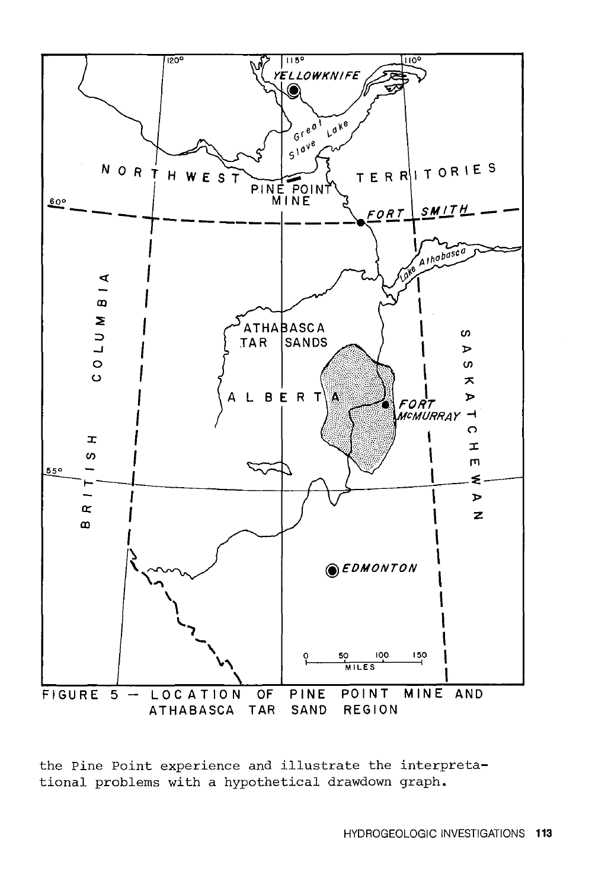FIGURE 5 — LOCATION OF PINE POINT MINE AND ATHABASCA TAR SAND REGION

the Pine Point experience and illustrate the interpretational problems with a hypothetical drawdown graph.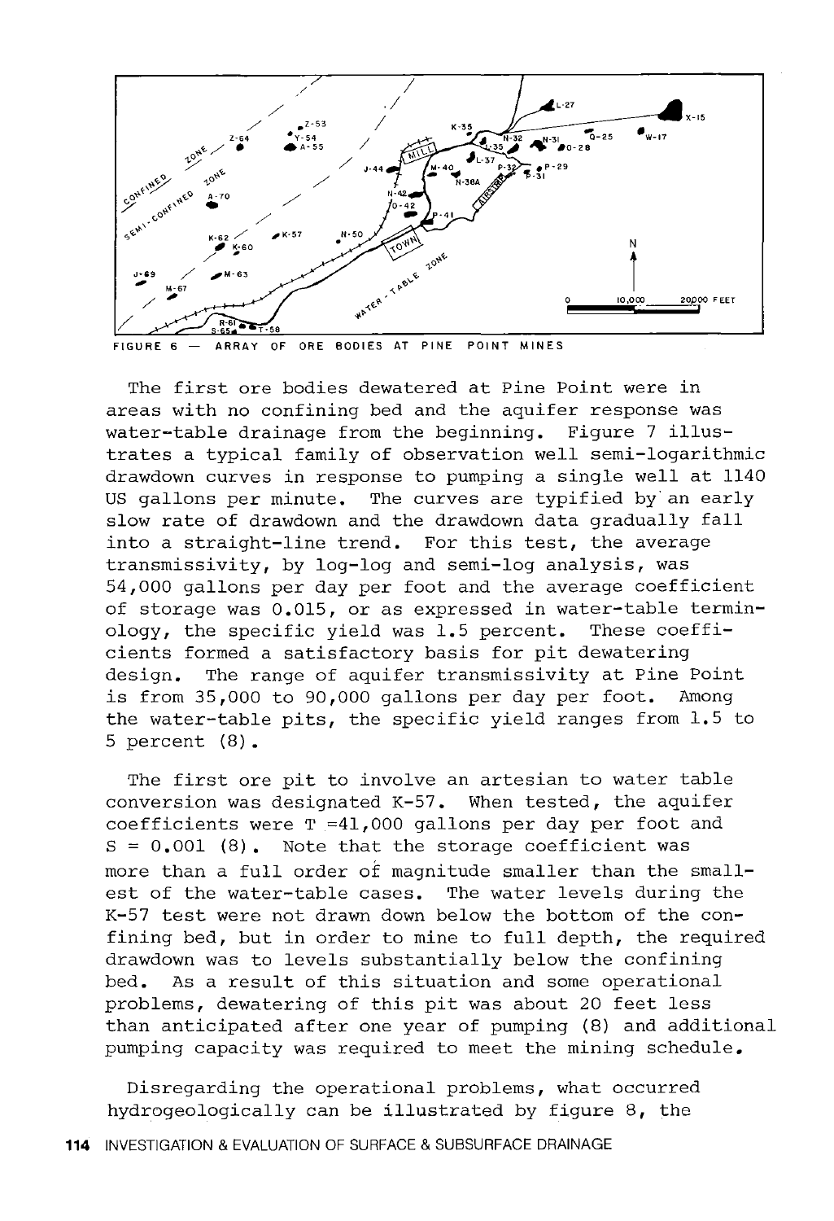FIGURE 6 — ARRAY OF ORE BODIES AT PINE POINT MINES

The first ore bodies dewatered at Pine Point were in areas with no confining bed and the aquifer response was water-table drainage from the beginning. Figure 7 illustrates a typical family of observation well semi-logarithmic drawdown curves in response to pumping a single well at 1140 US gallons per minute. The curves are typified by an early slow rate of drawdown and the drawdown data gradually fall into a straight-line trend. For this test, the average transmissivity, by log-log and semi-log analysis, was 54,000 gallons per day per foot and the average coefficient of storage was 0.015, or as expressed in water-table terminology, the specific yield was 1.5 percent. These coefficients formed a satisfactory basis for pit dewatering design. The range of aquifer transmissivity at Pine Point is from 35,000 to 90,000 gallons per day per foot. Among the water-table pits, the specific yield ranges from 1.5 to 5 percent (8).

The first ore pit to involve an artesian to water table conversion was designated K-57. When tested, the aquifer coefficients were T =41,000 gallons per day per foot and S = 0.001 (8). Note that the storage coefficient was more than a full order of magnitude smaller than the smallest of the water-table cases. The water levels during the K-57 test were not drawn down below the bottom of the confining bed, but in order to mine to full depth, the required drawdown was to levels substantially below the confining bed. As a result of this situation and some operational problems, dewatering of this pit was about 20 feet less than anticipated after one year of pumping (8) and additional pumping capacity was required to meet the mining schedule.

Disregarding the operational problems, what occurred hydrogeologically can be illustrated by figure 8, the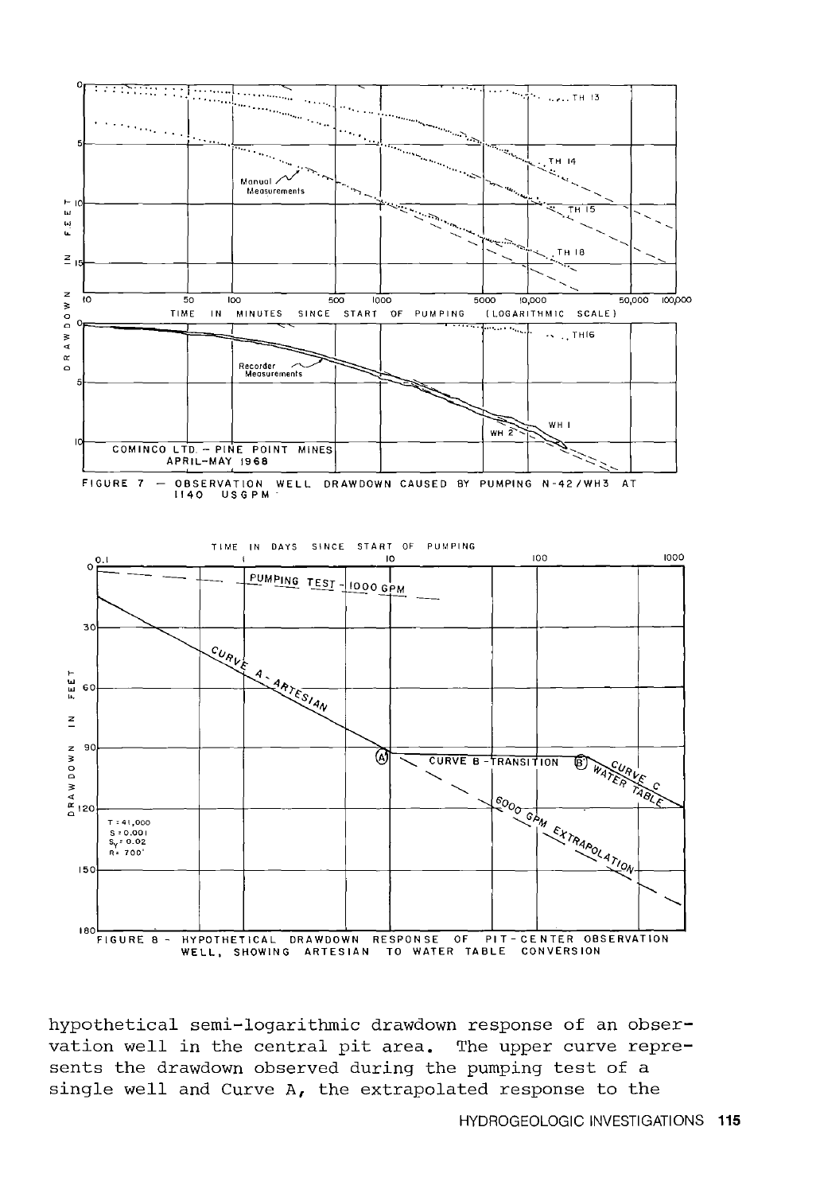FIGURE 7 — OBSERVATION WELL DRAWDOWN CAUSED BY PUMPING N-42/WH3 AT 1140 USGPM

FIGURE 8 - HYPOTHETICAL DRAWDOWN RESPONSE OF PIT-CENTER OBSERVATION WELL, SHOWING ARTESIAN TO WATER TABLE CONVERSION

hypothetical semi-logarithmic drawdown response of an observation well in the central pit area. The upper curve represents the drawdown observed during the pumping test of a single well and Curve A, the extrapolated response to the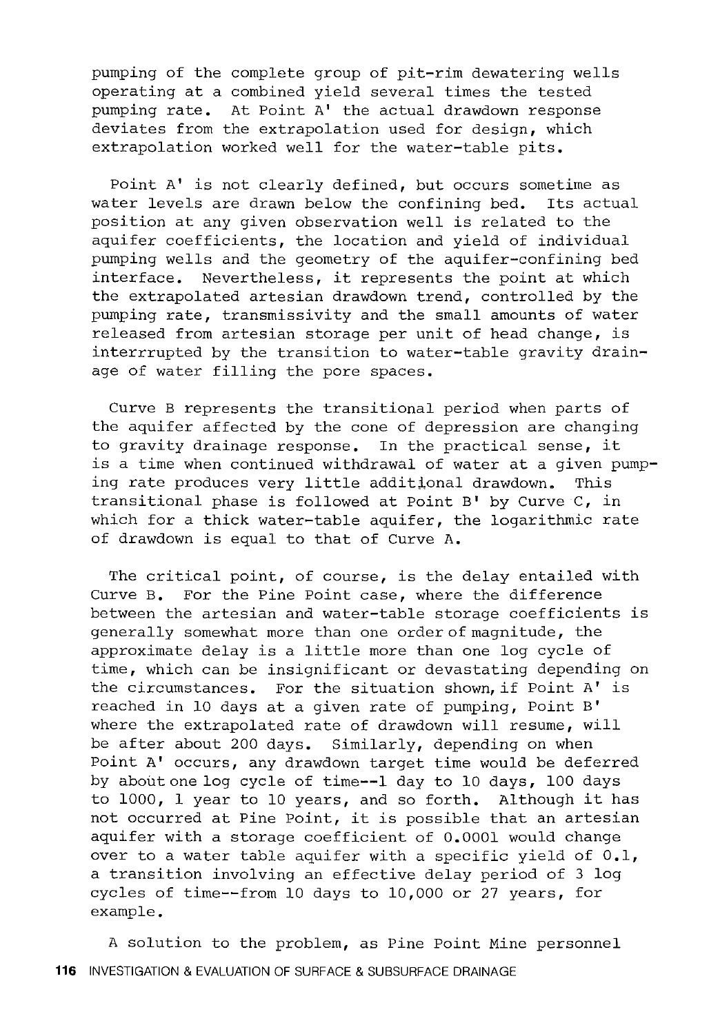pumping of the complete group of pit-rim dewatering wells operating at a combined yield several times the tested pumping rate. At Point A' the actual drawdown response deviates from the extrapolation used for design, which extrapolation worked well for the water-table pits.

Point A' is not clearly defined, but occurs sometime as water levels are drawn below the confining bed. Its actual position at any given observation well is related to the aquifer coefficients, the location and yield of individual pumping wells and the geometry of the aquifer-confining bed interface. Nevertheless, it represents the point at which the extrapolated artesian drawdown trend, controlled by the pumping rate, transmissivity and the small amounts of water released from artesian storage per unit of head change, is interrrupted by the transition to water-table gravity drainage of water filling the pore spaces.

Curve B represents the transitional period when parts of the aquifer affected by the cone of depression are changing to gravity drainage response. In the practical sense, it is a time when continued withdrawal of water at a given pumping rate produces very little additional drawdown. This transitional phase is followed at Point B' by Curve C, in which for a thick water-table aquifer, the logarithmic rate of drawdown is equal to that of Curve A.

The critical point, of course, is the delay entailed with Curve B. For the Pine Point case, where the difference between the artesian and water-table storage coefficients is generally somewhat more than one order of magnitude, the approximate delay is a little more than one log cycle of time, which can be insignificant or devastating depending on the circumstances. For the situation shown, if Point A' is reached in 10 days at a given rate of pumping, Point B' where the extrapolated rate of drawdown will resume, will be after about 200 days. Similarly, depending on when Point A' occurs, any drawdown target time would be deferred by about one log cycle of time--1 day to 10 days, 100 days to 1000, 1 year to 10 years, and so forth. Although it has not occurred at Pine Point, it is possible that an artesian aquifer with a storage coefficient of 0.0001 would change over to a water table aquifer with a specific yield of 0.1, a transition involving an effective delay period of 3 log cycles of time--from 10 days to 10,000 or 27 years, for example.

A solution to the problem, as Pine Point Mine personnel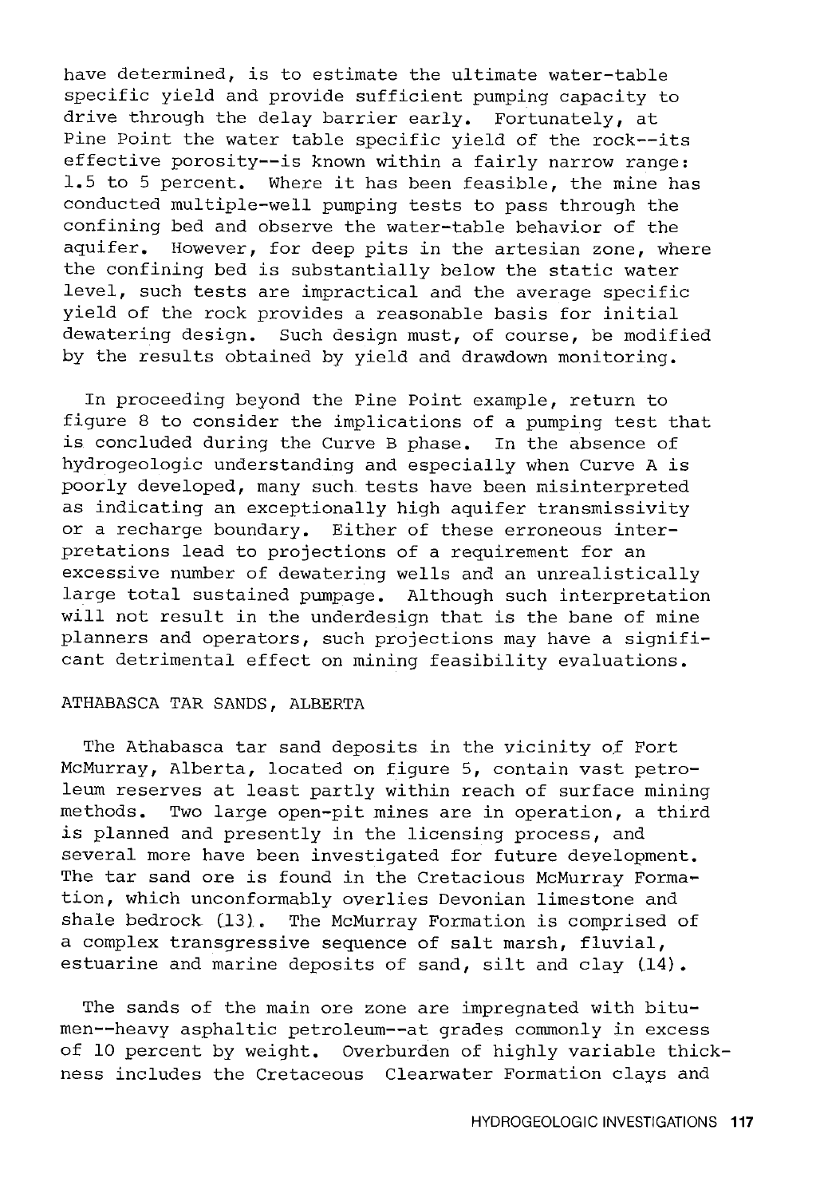have determined, is to estimate the ultimate water-table specific yield and provide sufficient pumping capacity to drive through the delay barrier early. Fortunately, at Pine Point the water table specific yield of the rock--its effective porosity--is known within a fairly narrow range: 1.5 to 5 percent. Where it has been feasible, the mine has conducted multiple-well pumping tests to pass through the confining bed and observe the water-table behavior of the aquifer. However, for deep pits in the artesian zone, where the confining bed is substantially below the static water level, such tests are impractical and the average specific yield of the rock provides a reasonable basis for initial dewatering design. Such design must, of course, be modified by the results obtained by yield and drawdown monitoring.

In proceeding beyond the Pine Point example, return to figure 8 to consider the implications of a pumping test that is concluded during the Curve B phase. In the absence of hydrogeologic understanding and especially when Curve A is poorly developed, many such tests have been misinterpreted as indicating an exceptionally high aquifer transmissivity or a recharge boundary. Either of these erroneous interpretations lead to projections of a requirement for an excessive number of dewatering wells and an unrealistically large total sustained pumpage. Although such interpretation will not result in the underdesign that is the bane of mine planners and operators, such projections may have a significant detrimental effect on mining feasibility evaluations.

## ATHABASCA TAR SANDS, ALBERTA

The Athabasca tar sand deposits in the vicinity of Fort McMurray, Alberta, located on figure 5, contain vast petroleum reserves at least partly within reach of surface mining methods. Two large open-pit mines are in operation, a third is planned and presently in the licensing process, and several more have been investigated for future development. The tar sand ore is found in the Cretacious McMurray Formation, which unconformably overlies Devonian limestone and shale bedrock (13). The McMurray Formation is comprised of a complex transgressive sequence of salt marsh, fluvial, estuarine and marine deposits of sand, silt and clay (14).

The sands of the main ore zone are impregnated with bitumen--heavy asphaltic petroleum--at grades commonly in excess of 10 percent by weight. Overburden of highly variable thickness includes the Cretaceous Clearwater Formation clays and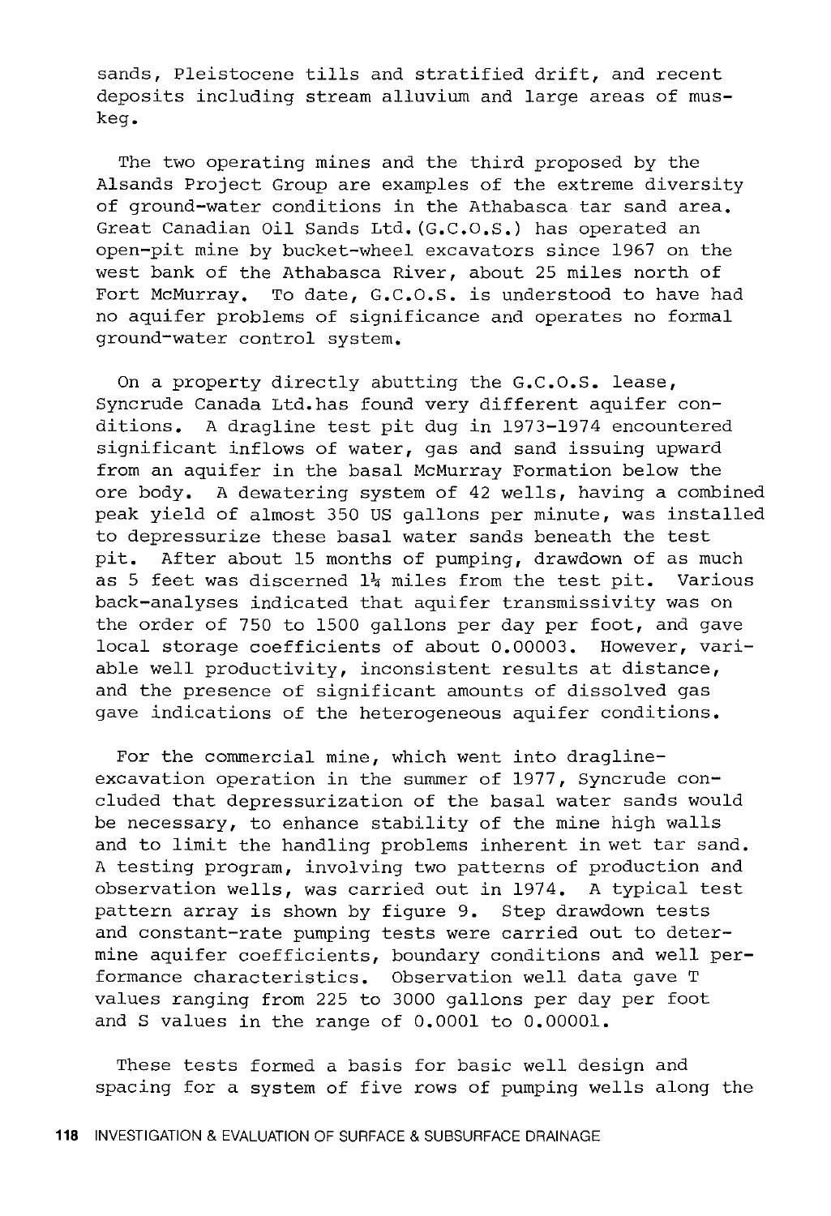sands, Pleistocene tills and stratified drift, and recent deposits including stream alluvium and large areas of muskeg.

The two operating mines and the third proposed by the Alsands Project Group are examples of the extreme diversity of ground-water conditions in the Athabasca tar sand area. Great Canadian Oil Sands Ltd. (G.C.O.S.) has operated an open-pit mine by bucket-wheel excavators since 1967 on the west bank of the Athabasca River, about 25 miles north of Fort McMurray. To date, G.C.O.S. is understood to have had no aquifer problems of significance and operates no formal ground-water control system.

On a property directly abutting the G.C.O.S. lease, Syncrude Canada Ltd. has found very different aquifer conditions. A dragline test pit dug in 1973-1974 encountered significant inflows of water, gas and sand issuing upward from an aquifer in the basal McMurray Formation below the ore body. A dewatering system of 42 wells, having a combined peak yield of almost 350 US gallons per minute, was installed to depressurize these basal water sands beneath the test pit. After about 15 months of pumping, drawdown of as much as 5 feet was discerned 1¼ miles from the test pit. Various back-analyses indicated that aquifer transmissivity was on the order of 750 to 1500 gallons per day per foot, and gave local storage coefficients of about 0.00003. However, variable well productivity, inconsistent results at distance, and the presence of significant amounts of dissolved gas gave indications of the heterogeneous aquifer conditions.

For the commercial mine, which went into dragline-excavation operation in the summer of 1977, Syncrude concluded that depressurization of the basal water sands would be necessary, to enhance stability of the mine high walls and to limit the handling problems inherent in wet tar sand. A testing program, involving two patterns of production and observation wells, was carried out in 1974. A typical test pattern array is shown by figure 9. Step drawdown tests and constant-rate pumping tests were carried out to determine aquifer coefficients, boundary conditions and well performance characteristics. Observation well data gave T values ranging from 225 to 3000 gallons per day per foot and S values in the range of 0.0001 to 0.00001.

These tests formed a basis for basic well design and spacing for a system of five rows of pumping wells along the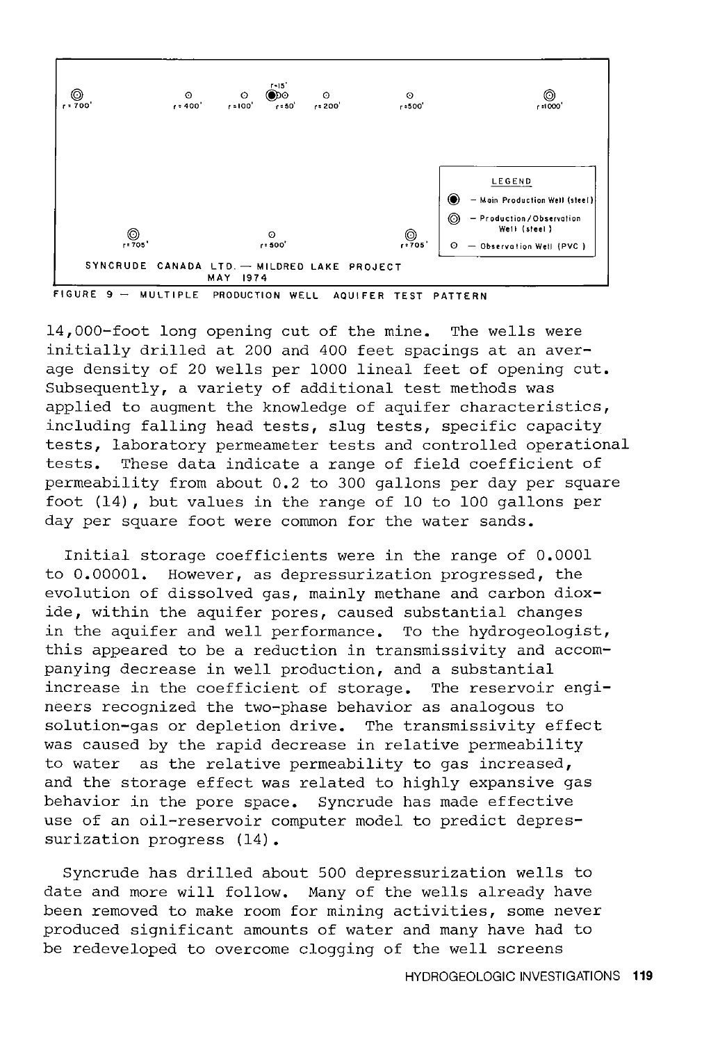FIGURE 9 — MULTIPLE PRODUCTION WELL AQUIFER TEST PATTERN

14,000-foot long opening cut of the mine. The wells were initially drilled at 200 and 400 feet spacings at an average density of 20 wells per 1000 lineal feet of opening cut. Subsequently, a variety of additional test methods was applied to augment the knowledge of aquifer characteristics, including falling head tests, slug tests, specific capacity tests, laboratory permeameter tests and controlled operational tests. These data indicate a range of field coefficient of permeability from about 0.2 to 300 gallons per day per square foot (14), but values in the range of 10 to 100 gallons per day per square foot were common for the water sands.

Initial storage coefficients were in the range of 0.0001 to 0.00001. However, as depressurization progressed, the evolution of dissolved gas, mainly methane and carbon dioxide, within the aquifer pores, caused substantial changes in the aquifer and well performance. To the hydrogeologist, this appeared to be a reduction in transmissivity and accompanying decrease in well production, and a substantial increase in the coefficient of storage. The reservoir engineers recognized the two-phase behavior as analogous to solution-gas or depletion drive. The transmissivity effect was caused by the rapid decrease in relative permeability to water as the relative permeability to gas increased, and the storage effect was related to highly expansive gas behavior in the pore space. Syncrude has made effective use of an oil-reservoir computer model to predict depressurization progress (14).

Syncrude has drilled about 500 depressurization wells to date and more will follow. Many of the wells already have been removed to make room for mining activities, some never produced significant amounts of water and many have had to be redeveloped to overcome clogging of the well screens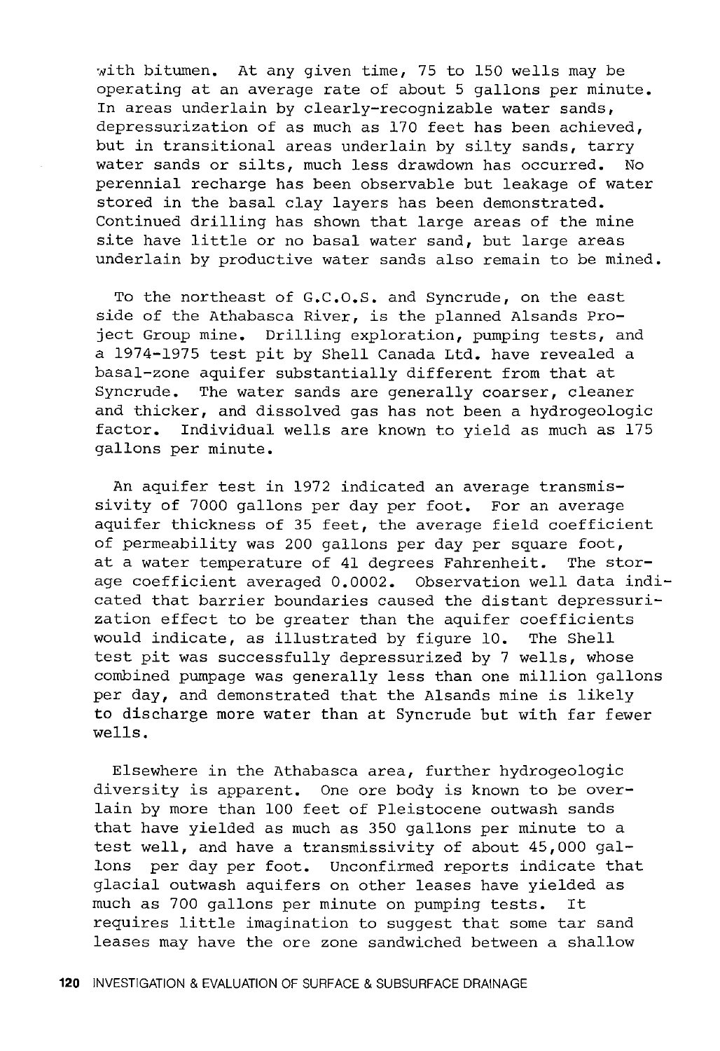with bitumen. At any given time, 75 to 150 wells may be operating at an average rate of about 5 gallons per minute. In areas underlain by clearly-recognizable water sands, depressurization of as much as 170 feet has been achieved, but in transitional areas underlain by silty sands, tarry water sands or silts, much less drawdown has occurred. No perennial recharge has been observable but leakage of water stored in the basal clay layers has been demonstrated. Continued drilling has shown that large areas of the mine site have little or no basal water sand, but large areas underlain by productive water sands also remain to be mined.

To the northeast of G.C.O.S. and Syncrude, on the east side of the Athabasca River, is the planned Alsands Project Group mine. Drilling exploration, pumping tests, and a 1974-1975 test pit by Shell Canada Ltd. have revealed a basal-zone aquifer substantially different from that at Syncrude. The water sands are generally coarser, cleaner and thicker, and dissolved gas has not been a hydrogeologic factor. Individual wells are known to yield as much as 175 gallons per minute.

An aquifer test in 1972 indicated an average transmissivity of 7000 gallons per day per foot. For an average aquifer thickness of 35 feet, the average field coefficient of permeability was 200 gallons per day per square foot, at a water temperature of 41 degrees Fahrenheit. The storage coefficient averaged 0.0002. Observation well data indicated that barrier boundaries caused the distant depressurization effect to be greater than the aquifer coefficients would indicate, as illustrated by figure 10. The Shell test pit was successfully depressurized by 7 wells, whose combined pumpage was generally less than one million gallons per day, and demonstrated that the Alsands mine is likely to discharge more water than at Syncrude but with far fewer wells.

Elsewhere in the Athabasca area, further hydrogeologic diversity is apparent. One ore body is known to be overlain by more than 100 feet of Pleistocene outwash sands that have yielded as much as 350 gallons per minute to a test well, and have a transmissivity of about 45,000 gallons per day per foot. Unconfirmed reports indicate that glacial outwash aquifers on other leases have yielded as much as 700 gallons per minute on pumping tests. It requires little imagination to suggest that some tar sand leases may have the ore zone sandwiched between a shallow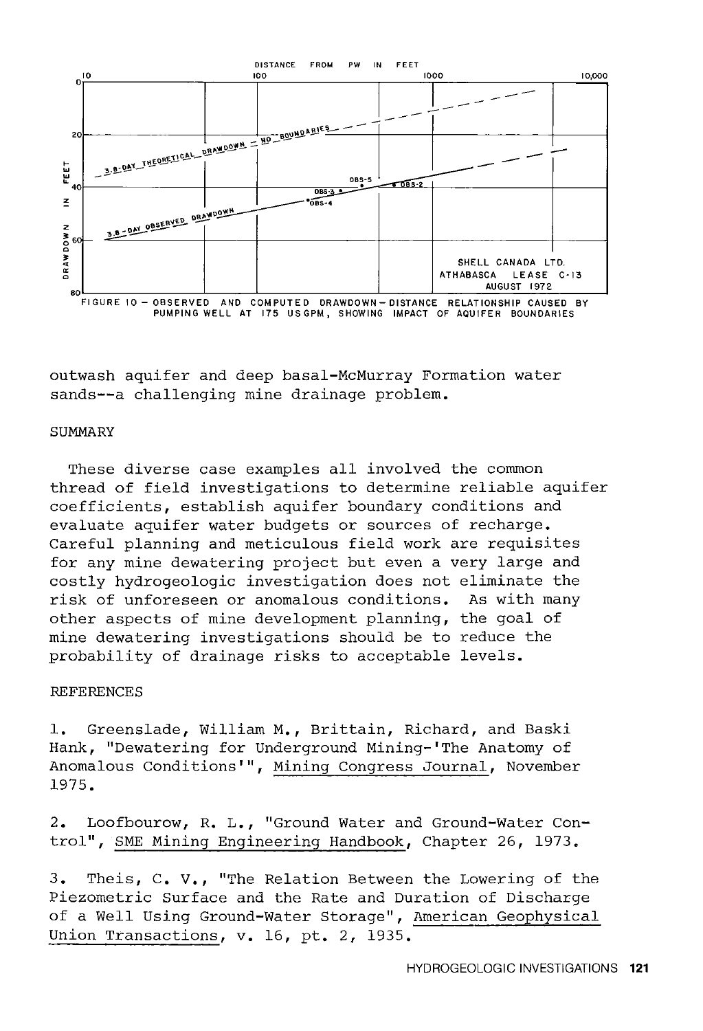FIGURE 10 – OBSERVED AND COMPUTED DRAWDOWN-DISTANCE RELATIONSHIP CAUSED BY PUMPING WELL AT 175 USGPM, SHOWING IMPACT OF AQUIFER BOUNDARIES

outwash aquifer and deep basal-McMurray Formation water sands--a challenging mine drainage problem.

## SUMMARY

These diverse case examples all involved the common thread of field investigations to determine reliable aquifer coefficients, establish aquifer boundary conditions and evaluate aquifer water budgets or sources of recharge. Careful planning and meticulous field work are requisites for any mine dewatering project but even a very large and costly hydrogeologic investigation does not eliminate the risk of unforeseen or anomalous conditions. As with many other aspects of mine development planning, the goal of mine dewatering investigations should be to reduce the probability of drainage risks to acceptable levels.

## REFERENCES

1. Greenslade, William M., Brittain, Richard, and Baski Hank, "Dewatering for Underground Mining-'The Anatomy of Anomalous Conditions'", Mining Congress Journal, November 1975.

2. Loofbourow, R. L., "Ground Water and Ground-Water Control", SME Mining Engineering Handbook, Chapter 26, 1973.

3. Theis, C. V., "The Relation Between the Lowering of the Piezometric Surface and the Rate and Duration of Discharge of a Well Using Ground-Water Storage", American Geophysical Union Transactions, v. 16, pt. 2, 1935.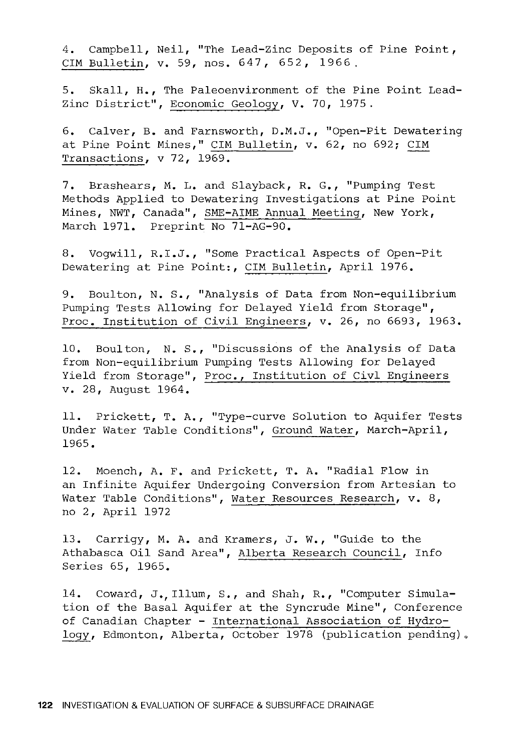4. Campbell, Neil, "The Lead-Zinc Deposits of Pine Point, CIM Bulletin, v. 59, nos. 647, 652, 1966.

5. Skall, H., The Paleoenvironment of the Pine Point Lead-Zinc District", Economic Geology, V. 70, 1975.

6. Calver, B. and Farnsworth, D.M.J., "Open-Pit Dewatering at Pine Point Mines," CIM Bulletin, v. 62, no 692; CIM Transactions, v 72, 1969.

7. Brashears, M. L. and Slayback, R. G., "Pumping Test Methods Applied to Dewatering Investigations at Pine Point Mines, NWT, Canada", SME-AIME Annual Meeting, New York, March 1971. Preprint No 71-AG-90.

8. Vogwill, R.I.J., "Some Practical Aspects of Open-Pit Dewatering at Pine Point:, CIM Bulletin, April 1976.

9. Boulton, N. S., "Analysis of Data from Non-equilibrium Pumping Tests Allowing for Delayed Yield from Storage", Proc. Institution of Civil Engineers, v. 26, no 6693, 1963.

10. Boulton, N. S., "Discussions of the Analysis of Data from Non-equilibrium Pumping Tests Allowing for Delayed Yield from Storage", Proc., Institution of Civl Engineers v. 28, August 1964.

11. Prickett, T. A., "Type-curve Solution to Aquifer Tests Under Water Table Conditions", Ground Water, March-April, 1965.

12. Moench, A. F. and Prickett, T. A. "Radial Flow in an Infinite Aquifer Undergoing Conversion from Artesian to Water Table Conditions", Water Resources Research, v. 8, no 2, April 1972

13. Carrigy, M. A. and Kramers, J. W., "Guide to the Athabasca Oil Sand Area", Alberta Research Council, Info Series 65, 1965.

14. Coward, J., Illum, S., and Shah, R., "Computer Simulation of the Basal Aquifer at the Syncrude Mine", Conference of Canadian Chapter - International Association of Hydrology, Edmonton, Alberta, October 1978 (publication pending).